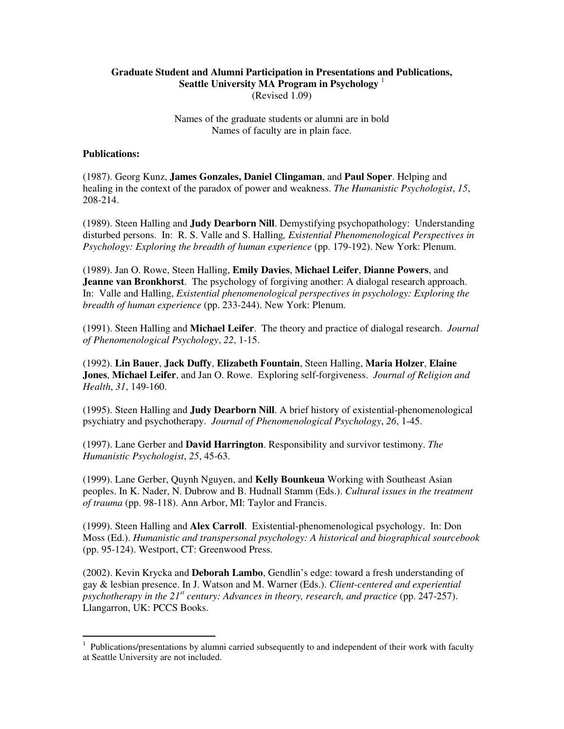**Graduate Student and Alumni Participation in Presentations and Publications, Seattle University MA Program in Psychology** [1]
(Revised 1.09)

Names of the graduate students or alumni are in bold
Names of faculty are in plain face.

**Publications:**

(1987). Georg Kunz, **James Gonzales, Daniel Clingaman**, and **Paul Soper**. Helping and healing in the context of the paradox of power and weakness. *The Humanistic Psychologist*, *15*, 208-214.

(1989). Steen Halling and **Judy Dearborn Nill**. Demystifying psychopathology: Understanding disturbed persons. In: R. S. Valle and S. Halling, *Existential Phenomenological Perspectives in Psychology: Exploring the breadth of human experience* (pp. 179-192). New York: Plenum.

(1989). Jan O. Rowe, Steen Halling, **Emily Davies**, **Michael Leifer**, **Dianne Powers**, and **Jeanne van Bronkhorst**. The psychology of forgiving another: A dialogal research approach. In: Valle and Halling, *Existential phenomenological perspectives in psychology: Exploring the breadth of human experience* (pp. 233-244). New York: Plenum.

(1991). Steen Halling and **Michael Leifer**. The theory and practice of dialogal research. *Journal of Phenomenological Psychology*, *22*, 1-15.

(1992). **Lin Bauer**, **Jack Duffy**, **Elizabeth Fountain**, Steen Halling, **Maria Holzer**, **Elaine Jones**, **Michael Leifer**, and Jan O. Rowe. Exploring self-forgiveness. *Journal of Religion and Health*, *31*, 149-160.

(1995). Steen Halling and **Judy Dearborn Nill**. A brief history of existential-phenomenological psychiatry and psychotherapy. *Journal of Phenomenological Psychology*, *26*, 1-45.

(1997). Lane Gerber and **David Harrington**. Responsibility and survivor testimony. *The Humanistic Psychologist*, *25*, 45-63.

(1999). Lane Gerber, Quynh Nguyen, and **Kelly Bounkeua** Working with Southeast Asian peoples. In K. Nader, N. Dubrow and B. Hudnall Stamm (Eds.). *Cultural issues in the treatment of trauma* (pp. 98-118). Ann Arbor, MI: Taylor and Francis.

(1999). Steen Halling and **Alex Carroll**. Existential-phenomenological psychology. In: Don Moss (Ed.). *Humanistic and transpersonal psychology: A historical and biographical sourcebook* (pp. 95-124). Westport, CT: Greenwood Press.

(2002). Kevin Krycka and **Deborah Lambo**, Gendlin's edge: toward a fresh understanding of gay & lesbian presence. In J. Watson and M. Warner (Eds.). *Client-centered and experiential psychotherapy in the 21st century: Advances in theory, research, and practice* (pp. 247-257). Llangarron, UK: PCCS Books.

[1] Publications/presentations by alumni carried subsequently to and independent of their work with faculty at Seattle University are not included.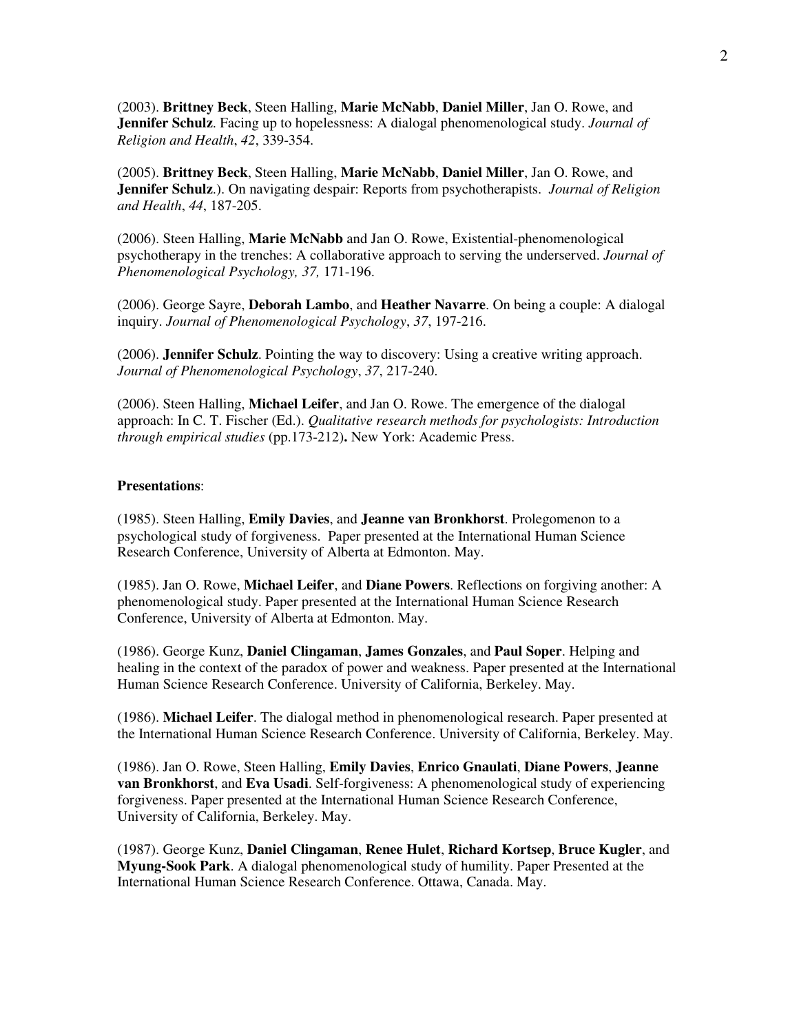(2003). **Brittney Beck**, Steen Halling, **Marie McNabb**, **Daniel Miller**, Jan O. Rowe, and **Jennifer Schulz**. Facing up to hopelessness: A dialogal phenomenological study. *Journal of Religion and Health*, *42*, 339-354.

(2005). **Brittney Beck**, Steen Halling, **Marie McNabb**, **Daniel Miller**, Jan O. Rowe, and **Jennifer Schulz**.). On navigating despair: Reports from psychotherapists. *Journal of Religion and Health*, *44*, 187-205.

(2006). Steen Halling, **Marie McNabb** and Jan O. Rowe, Existential-phenomenological psychotherapy in the trenches: A collaborative approach to serving the underserved. *Journal of Phenomenological Psychology, 37,* 171-196.

(2006). George Sayre, **Deborah Lambo**, and **Heather Navarre**. On being a couple: A dialogal inquiry. *Journal of Phenomenological Psychology*, *37*, 197-216.

(2006). **Jennifer Schulz**. Pointing the way to discovery: Using a creative writing approach. *Journal of Phenomenological Psychology*, *37*, 217-240.

(2006). Steen Halling, **Michael Leifer**, and Jan O. Rowe. The emergence of the dialogal approach: In C. T. Fischer (Ed.). *Qualitative research methods for psychologists: Introduction through empirical studies* (pp.173-212)**.** New York: Academic Press.

**Presentations**:

(1985). Steen Halling, **Emily Davies**, and **Jeanne van Bronkhorst**. Prolegomenon to a psychological study of forgiveness. Paper presented at the International Human Science Research Conference, University of Alberta at Edmonton. May.

(1985). Jan O. Rowe, **Michael Leifer**, and **Diane Powers**. Reflections on forgiving another: A phenomenological study. Paper presented at the International Human Science Research Conference, University of Alberta at Edmonton. May.

(1986). George Kunz, **Daniel Clingaman**, **James Gonzales**, and **Paul Soper**. Helping and healing in the context of the paradox of power and weakness. Paper presented at the International Human Science Research Conference. University of California, Berkeley. May.

(1986). **Michael Leifer**. The dialogal method in phenomenological research. Paper presented at the International Human Science Research Conference. University of California, Berkeley. May.

(1986). Jan O. Rowe, Steen Halling, **Emily Davies**, **Enrico Gnaulati**, **Diane Powers**, **Jeanne van Bronkhorst**, and **Eva Usadi**. Self-forgiveness: A phenomenological study of experiencing forgiveness. Paper presented at the International Human Science Research Conference, University of California, Berkeley. May.

(1987). George Kunz, **Daniel Clingaman**, **Renee Hulet**, **Richard Kortsep**, **Bruce Kugler**, and **Myung-Sook Park**. A dialogal phenomenological study of humility. Paper Presented at the International Human Science Research Conference. Ottawa, Canada. May.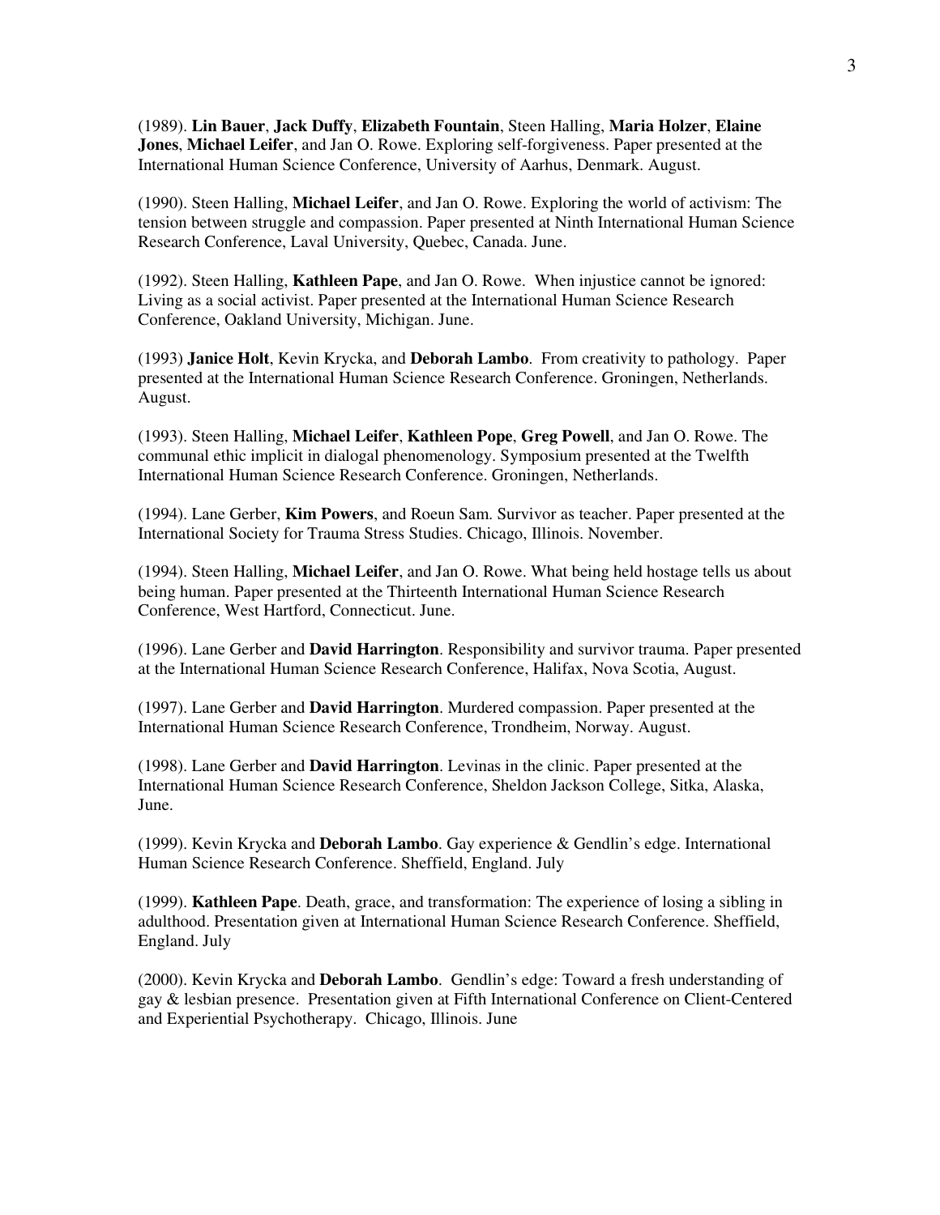(1989). **Lin Bauer**, **Jack Duffy**, **Elizabeth Fountain**, Steen Halling, **Maria Holzer**, **Elaine Jones**, **Michael Leifer**, and Jan O. Rowe. Exploring self-forgiveness. Paper presented at the International Human Science Conference, University of Aarhus, Denmark. August.

(1990). Steen Halling, **Michael Leifer**, and Jan O Rowe. Exploring the world of activism: The tension between struggle and compassion. Paper presented at Ninth International Human Science Research Conference, Laval University, Quebec, Canada. June.

(1992). Steen Halling, **Kathleen Pape**, and Jan O. Rowe. When injustice cannot be ignored: Living as a social activist. Paper presented at the International Human Science Research Conference, Oakland University, Michigan. June.

(1993) **Janice Holt**, Kevin Krycka, and **Deborah Lambo**. From creativity to pathology. Paper presented at the International Human Science Research Conference. Groningen, Netherlands. August.

(1993). Steen Halling, **Michael Leifer**, **Kathleen Pope**, **Greg Powell**, and Jan O. Rowe. The communal ethic implicit in dialogal phenomenology. Symposium presented at the Twelfth International Human Science Research Conference. Groningen, Netherlands.

(1994). Lane Gerber, **Kim Powers**, and Roeun Sam. Survivor as teacher. Paper presented at the International Society for Trauma Stress Studies. Chicago, Illinois. November.

(1994). Steen Halling, **Michael Leifer**, and Jan O. Rowe. What being held hostage tells us about being human. Paper presented at the Thirteenth International Human Science Research Conference, West Hartford, Connecticut. June.

(1996). Lane Gerber and **David Harrington**. Responsibility and survivor trauma. Paper presented at the International Human Science Research Conference, Halifax, Nova Scotia, August.

(1997). Lane Gerber and **David Harrington**. Murdered compassion. Paper presented at the International Human Science Research Conference, Trondheim, Norway. August.

(1998). Lane Gerber and **David Harrington**. Levinas in the clinic. Paper presented at the International Human Science Research Conference, Sheldon Jackson College, Sitka, Alaska, June.

(1999). Kevin Krycka and **Deborah Lambo**. Gay experience & Gendlin's edge. International Human Science Research Conference. Sheffield, England. July

(1999). **Kathleen Pape**. Death, grace, and transformation: The experience of losing a sibling in adulthood. Presentation given at International Human Science Research Conference. Sheffield, England. July

(2000). Kevin Krycka and **Deborah Lambo**. Gendlin's edge: Toward a fresh understanding of gay & lesbian presence. Presentation given at Fifth International Conference on Client-Centered and Experiential Psychotherapy. Chicago, Illinois. June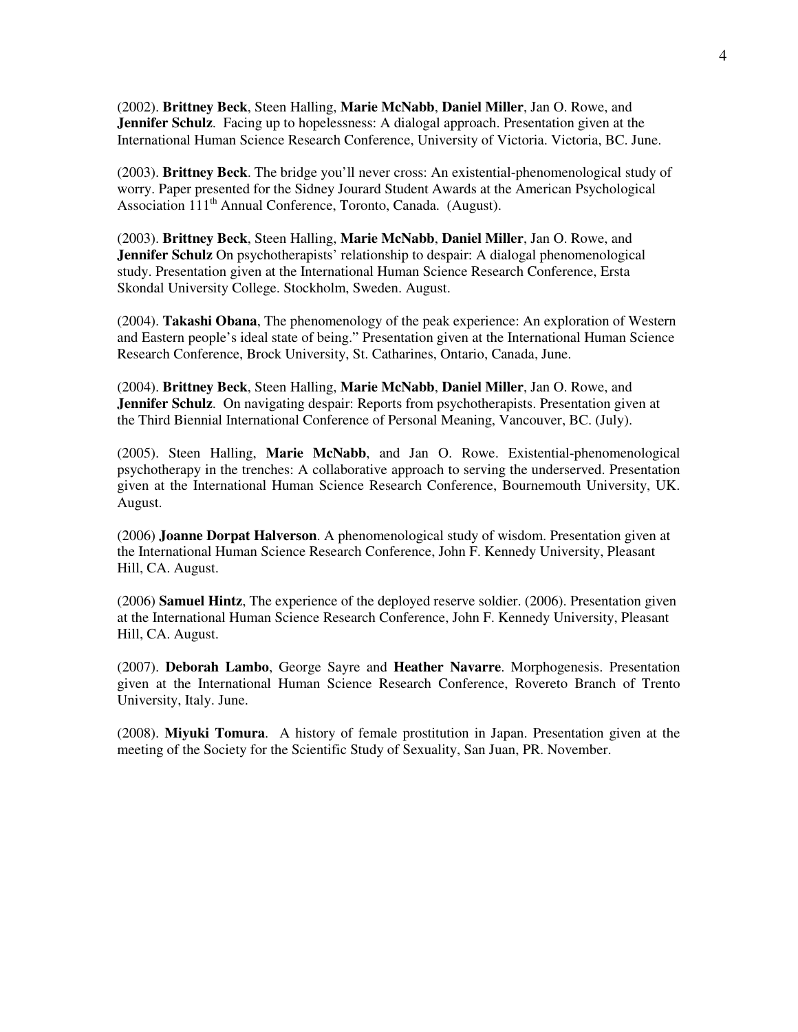(2002). **Brittney Beck**, Steen Halling, **Marie McNabb**, **Daniel Miller**, Jan O. Rowe, and **Jennifer Schulz**. Facing up to hopelessness: A dialogal approach. Presentation given at the International Human Science Research Conference, University of Victoria. Victoria, BC. June.

(2003). **Brittney Beck**. The bridge you'll never cross: An existential-phenomenological study of worry. Paper presented for the Sidney Jourard Student Awards at the American Psychological Association 111th Annual Conference, Toronto, Canada. (August).

(2003). **Brittney Beck**, Steen Halling, **Marie McNabb**, **Daniel Miller**, Jan O. Rowe, and **Jennifer Schulz** On psychotherapists' relationship to despair: A dialogal phenomenological study. Presentation given at the International Human Science Research Conference, Ersta Skondal University College. Stockholm, Sweden. August.

(2004). **Takashi Obana**, The phenomenology of the peak experience: An exploration of Western and Eastern people's ideal state of being." Presentation given at the International Human Science Research Conference, Brock University, St. Catharines, Ontario, Canada, June.

(2004). **Brittney Beck**, Steen Halling, **Marie McNabb**, **Daniel Miller**, Jan O. Rowe, and **Jennifer Schulz**. On navigating despair: Reports from psychotherapists. Presentation given at the Third Biennial International Conference of Personal Meaning, Vancouver, BC. (July).

(2005). Steen Halling, **Marie McNabb**, and Jan O. Rowe. Existential-phenomenological psychotherapy in the trenches: A collaborative approach to serving the underserved. Presentation given at the International Human Science Research Conference, Bournemouth University, UK. August.

(2006) **Joanne Dorpat Halverson**. A phenomenological study of wisdom. Presentation given at the International Human Science Research Conference, John F. Kennedy University, Pleasant Hill, CA. August.

(2006) **Samuel Hintz**, The experience of the deployed reserve soldier. (2006). Presentation given at the International Human Science Research Conference, John F. Kennedy University, Pleasant Hill, CA. August.

(2007). **Deborah Lambo**, George Sayre and **Heather Navarre**. Morphogenesis. Presentation given at the International Human Science Research Conference, Rovereto Branch of Trento University, Italy. June.

(2008). **Miyuki Tomura**. A history of female prostitution in Japan. Presentation given at the meeting of the Society for the Scientific Study of Sexuality, San Juan, PR. November.